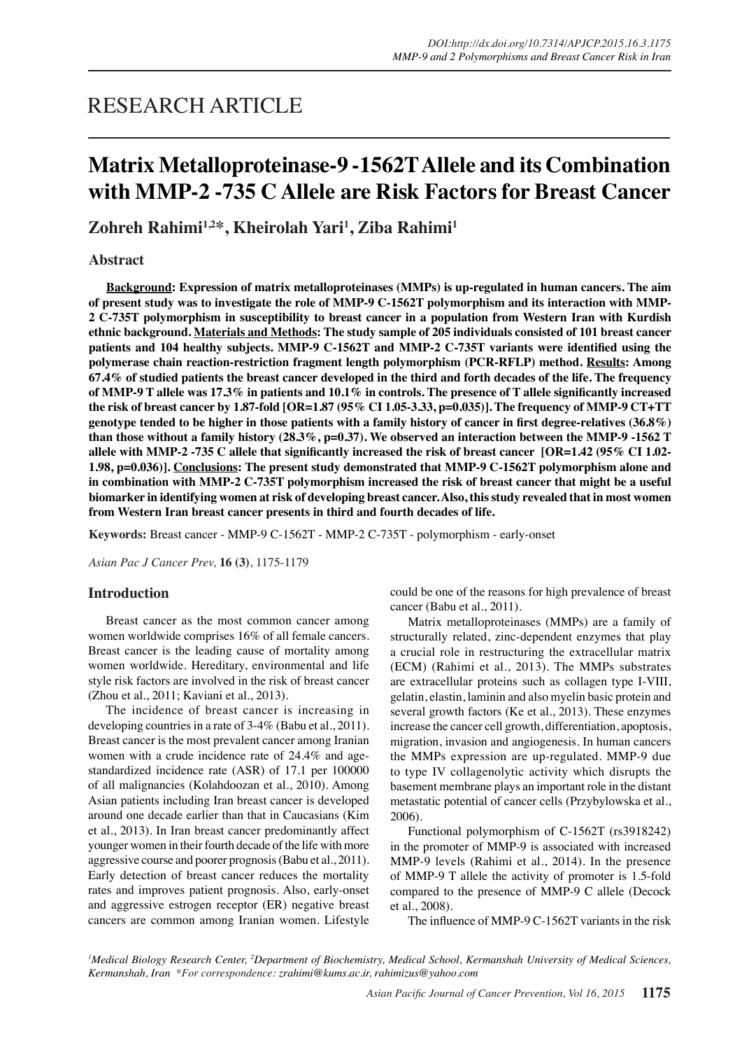# RESEARCH ARTICLE

# Matrix Metalloproteinase-9 -1562T Allele and its Combination with MMP-2 -735 C Allele are Risk Factors for Breast Cancer

**Zohreh Rahimi[1,2]*, Kheirolah Yari[1], Ziba Rahimi[1]**

## Abstract

**Background: Expression of matrix metalloproteinases (MMPs) is up-regulated in human cancers. The aim of present study was to investigate the role of MMP-9 C-1562T polymorphism and its interaction with MMP-2 C-735T polymorphism in susceptibility to breast cancer in a population from Western Iran with Kurdish ethnic background. Materials and Methods: The study sample of 205 individuals consisted of 101 breast cancer patients and 104 healthy subjects. MMP-9 C-1562T and MMP-2 C-735T variants were identified using the polymerase chain reaction-restriction fragment length polymorphism (PCR-RFLP) method. Results: Among 67.4% of studied patients the breast cancer developed in the third and forth decades of the life. The frequency of MMP-9 T allele was 17.3% in patients and 10.1% in controls. The presence of T allele significantly increased the risk of breast cancer by 1.87-fold [OR=1.87 (95% CI 1.05-3.33, p=0.035)]. The frequency of MMP-9 CT+TT genotype tended to be higher in those patients with a family history of cancer in first degree-relatives (36.8%) than those without a family history (28.3%, p=0.37). We observed an interaction between the MMP-9 -1562 T allele with MMP-2 -735 C allele that significantly increased the risk of breast cancer [OR=1.42 (95% CI 1.02-1.98, p=0.036)]. Conclusions: The present study demonstrated that MMP-9 C-1562T polymorphism alone and in combination with MMP-2 C-735T polymorphism increased the risk of breast cancer that might be a useful biomarker in identifying women at risk of developing breast cancer. Also, this study revealed that in most women from Western Iran breast cancer presents in third and fourth decades of life.**

**Keywords:** Breast cancer - MMP-9 C-1562T - MMP-2 C-735T - polymorphism - early-onset

*Asian Pac J Cancer Prev,* **16 (3)**, 1175-1179

## Introduction

Breast cancer as the most common cancer among women worldwide comprises 16% of all female cancers. Breast cancer is the leading cause of mortality among women worldwide. Hereditary, environmental and life style risk factors are involved in the risk of breast cancer (Zhou et al., 2011; Kaviani et al., 2013).

The incidence of breast cancer is increasing in developing countries in a rate of 3-4% (Babu et al., 2011). Breast cancer is the most prevalent cancer among Iranian women with a crude incidence rate of 24.4% and age-standardized incidence rate (ASR) of 17.1 per 100000 of all malignancies (Kolahdoozan et al., 2010). Among Asian patients including Iran breast cancer is developed around one decade earlier than that in Caucasians (Kim et al., 2013). In Iran breast cancer predominantly affect younger women in their fourth decade of the life with more aggressive course and poorer prognosis (Babu et al., 2011). Early detection of breast cancer reduces the mortality rates and improves patient prognosis. Also, early-onset and aggressive estrogen receptor (ER) negative breast cancers are common among Iranian women. Lifestyle could be one of the reasons for high prevalence of breast cancer (Babu et al., 2011).

Matrix metalloproteinases (MMPs) are a family of structurally related, zinc-dependent enzymes that play a crucial role in restructuring the extracellular matrix (ECM) (Rahimi et al., 2013). The MMPs substrates are extracellular proteins such as collagen type I-VIII, gelatin, elastin, laminin and also myelin basic protein and several growth factors (Ke et al., 2013). These enzymes increase the cancer cell growth, differentiation, apoptosis, migration, invasion and angiogenesis. In human cancers the MMPs expression are up-regulated. MMP-9 due to type IV collagenolytic activity which disrupts the basement membrane plays an important role in the distant metastatic potential of cancer cells (Przybylowska et al., 2006).

Functional polymorphism of C-1562T (rs3918242) in the promoter of MMP-9 is associated with increased MMP-9 levels (Rahimi et al., 2014). In the presence of MMP-9 T allele the activity of promoter is 1.5-fold compared to the presence of MMP-9 C allele (Decock et al., 2008).

The influence of MMP-9 C-1562T variants in the risk

[1]Medical Biology Research Center, [2]Department of Biochemistry, Medical School, Kermanshah University of Medical Sciences, Kermanshah, Iran *For correspondence: zrahimi@kums.ac.ir, rahimizus@yahoo.com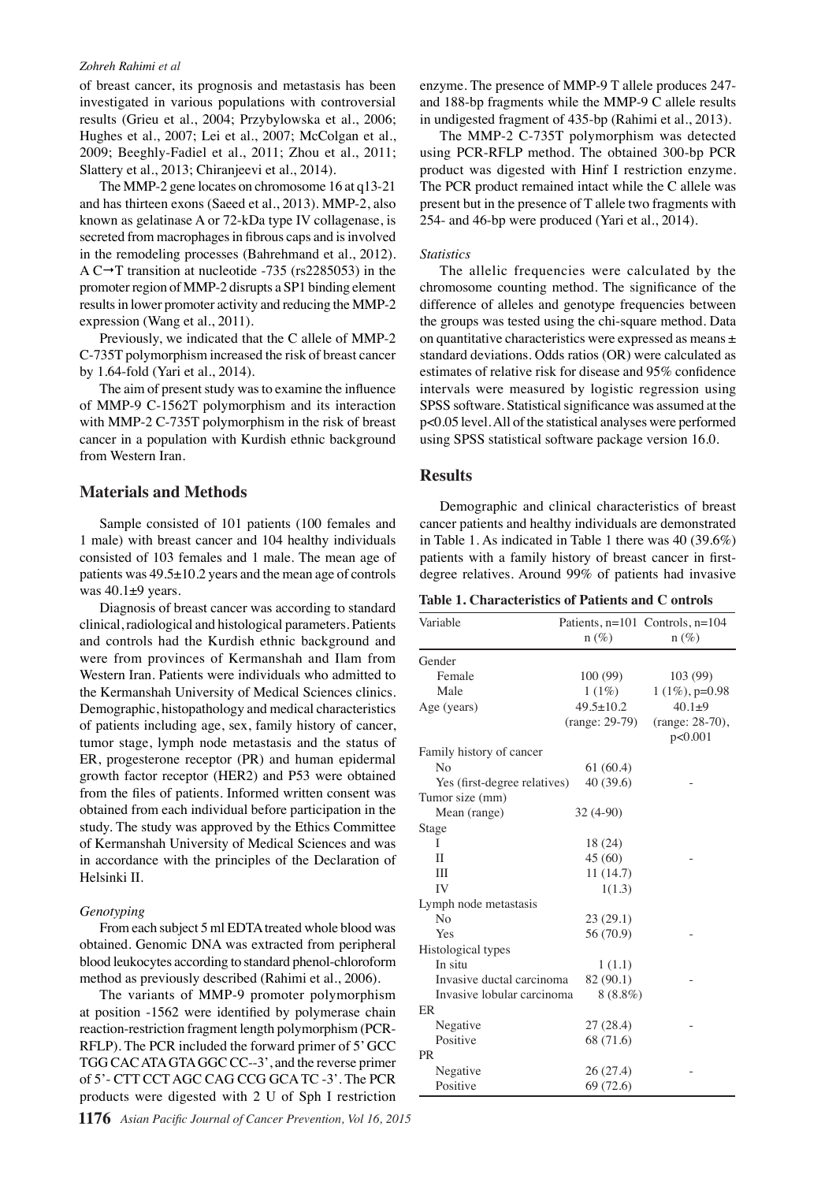of breast cancer, its prognosis and metastasis has been investigated in various populations with controversial results (Grieu et al., 2004; Przybylowska et al., 2006; Hughes et al., 2007; Lei et al., 2007; McColgan et al., 2009; Beeghly-Fadiel et al., 2011; Zhou et al., 2011; Slattery et al., 2013; Chiranjeevi et al., 2014).

The MMP-2 gene locates on chromosome 16 at q13-21 and has thirteen exons (Saeed et al., 2013). MMP-2, also known as gelatinase A or 72-kDa type IV collagenase, is secreted from macrophages in fibrous caps and is involved in the remodeling processes (Bahrehmand et al., 2012). A C→T transition at nucleotide -735 (rs2285053) in the promoter region of MMP-2 disrupts a SP1 binding element results in lower promoter activity and reducing the MMP-2 expression (Wang et al., 2011).

Previously, we indicated that the C allele of MMP-2 C-735T polymorphism increased the risk of breast cancer by 1.64-fold (Yari et al., 2014).

The aim of present study was to examine the influence of MMP-9 C-1562T polymorphism and its interaction with MMP-2 C-735T polymorphism in the risk of breast cancer in a population with Kurdish ethnic background from Western Iran.

## Materials and Methods

Sample consisted of 101 patients (100 females and 1 male) with breast cancer and 104 healthy individuals consisted of 103 females and 1 male. The mean age of patients was 49.5±10.2 years and the mean age of controls was 40.1±9 years.

Diagnosis of breast cancer was according to standard clinical, radiological and histological parameters. Patients and controls had the Kurdish ethnic background and were from provinces of Kermanshah and Ilam from Western Iran. Patients were individuals who admitted to the Kermanshah University of Medical Sciences clinics. Demographic, histopathology and medical characteristics of patients including age, sex, family history of cancer, tumor stage, lymph node metastasis and the status of ER, progesterone receptor (PR) and human epidermal growth factor receptor (HER2) and P53 were obtained from the files of patients. Informed written consent was obtained from each individual before participation in the study. The study was approved by the Ethics Committee of Kermanshah University of Medical Sciences and was in accordance with the principles of the Declaration of Helsinki II.

### *Genotyping*

From each subject 5 ml EDTA treated whole blood was obtained. Genomic DNA was extracted from peripheral blood leukocytes according to standard phenol-chloroform method as previously described (Rahimi et al., 2006).

The variants of MMP-9 promoter polymorphism at position -1562 were identified by polymerase chain reaction-restriction fragment length polymorphism (PCR-RFLP). The PCR included the forward primer of 5' GCC TGG CAC ATA GTA GGC CC--3', and the reverse primer of 5'- CTT CCT AGC CAG CCG GCA TC -3'. The PCR products were digested with 2 U of Sph I restriction enzyme. The presence of MMP-9 T allele produces 247- and 188-bp fragments while the MMP-9 C allele results in undigested fragment of 435-bp (Rahimi et al., 2013).

The MMP-2 C-735T polymorphism was detected using PCR-RFLP method. The obtained 300-bp PCR product was digested with Hinf I restriction enzyme. The PCR product remained intact while the C allele was present but in the presence of T allele two fragments with 254- and 46-bp were produced (Yari et al., 2014).

### *Statistics*

The allelic frequencies were calculated by the chromosome counting method. The significance of the difference of alleles and genotype frequencies between the groups was tested using the chi-square method. Data on quantitative characteristics were expressed as means ± standard deviations. Odds ratios (OR) were calculated as estimates of relative risk for disease and 95% confidence intervals were measured by logistic regression using SPSS software. Statistical significance was assumed at the $p<0.05$ level. All of the statistical analyses were performed using SPSS statistical software package version 16.0.

## Results

Demographic and clinical characteristics of breast cancer patients and healthy individuals are demonstrated in Table 1. As indicated in Table 1 there was 40 (39.6%) patients with a family history of breast cancer in first-degree relatives. Around 99% of patients had invasive

**Table 1. Characteristics of Patients and C ontrols**

| Variable | Patients, n=101 n (%) | Controls, n=104 n (%) |
|---|---|---|
| Gender | | |
| Female | 100 (99) | 103 (99) |
| Male | 1 (1%) | 1 (1%), p=0.98 |
| Age (years) | 49.5±10.2 (range: 29-79) | 40.1±9 (range: 28-70), p<0.001 |
| Family history of cancer | | |
| No | 61 (60.4) | |
| Yes (first-degree relatives) | 40 (39.6) | - |
| Tumor size (mm) | | |
| Mean (range) | 32 (4-90) | |
| Stage | | |
| I | 18 (24) | |
| II | 45 (60) | - |
| III | 11 (14.7) | |
| IV | 1(1.3) | |
| Lymph node metastasis | | |
| No | 23 (29.1) | |
| Yes | 56 (70.9) | - |
| Histological types | | |
| In situ | 1 (1.1) | |
| Invasive ductal carcinoma | 82 (90.1) | - |
| Invasive lobular carcinoma | 8 (8.8%) | |
| ER | | |
| Negative | 27 (28.4) | - |
| Positive | 68 (71.6) | |
| PR | | |
| Negative | 26 (27.4) | - |
| Positive | 69 (72.6) | |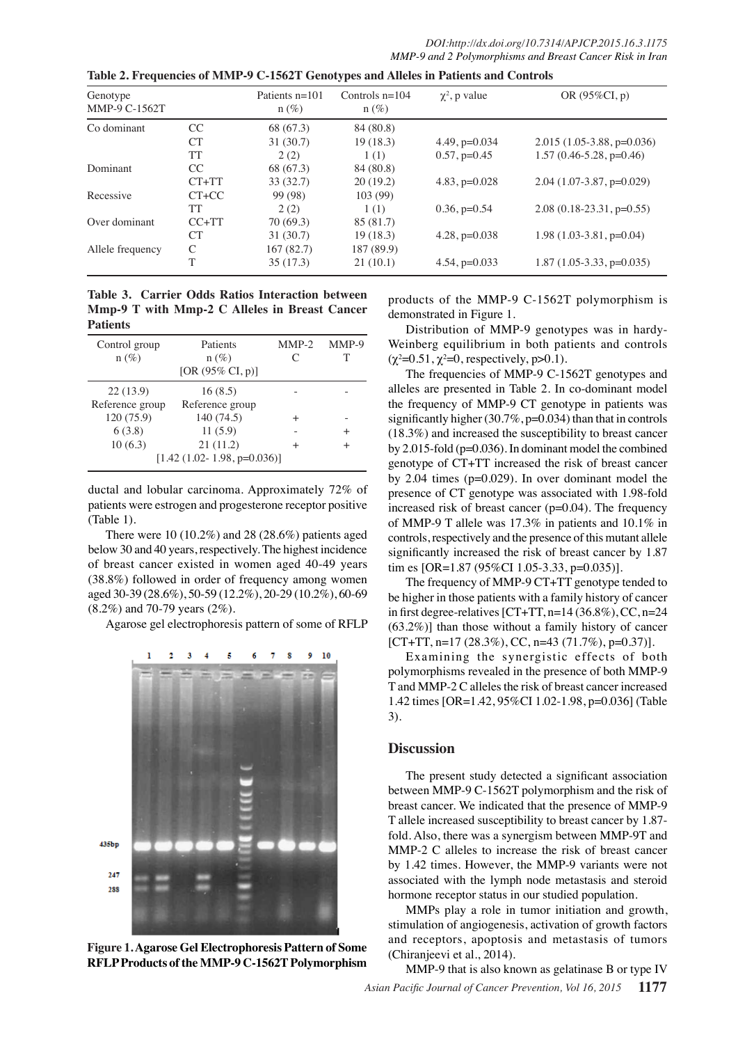**Table 2. Frequencies of MMP-9 C-1562T Genotypes and Alleles in Patients and Controls**

| Genotype MMP-9 C-1562T | | Patients n=101 n (%) | Controls n=104 n (%) | $\chi^2$, p value | OR (95%CI, p) |
|---|---|---|---|---|---|
| Co dominant | CC | 68 (67.3) | 84 (80.8) | | |
| | CT | 31 (30.7) | 19 (18.3) | 4.49, p=0.034 | 2.015 (1.05-3.88, p=0.036) |
| | TT | 2 (2) | 1 (1) | 0.57, p=0.45 | 1.57 (0.46-5.28, p=0.46) |
| Dominant | CC | 68 (67.3) | 84 (80.8) | | |
| | CT+TT | 33 (32.7) | 20 (19.2) | 4.83, p=0.028 | 2.04 (1.07-3.87, p=0.029) |
| Recessive | CT+CC | 99 (98) | 103 (99) | | |
| | TT | 2 (2) | 1 (1) | 0.36, p=0.54 | 2.08 (0.18-23.31, p=0.55) |
| Over dominant | CC+TT | 70 (69.3) | 85 (81.7) | | |
| | CT | 31 (30.7) | 19 (18.3) | 4.28, p=0.038 | 1.98 (1.03-3.81, p=0.04) |
| Allele frequency | C | 167 (82.7) | 187 (89.9) | | |
| | T | 35 (17.3) | 21 (10.1) | 4.54, p=0.033 | 1.87 (1.05-3.33, p=0.035) |

**Table 3. Carrier Odds Ratios Interaction between Mmp-9 T with Mmp-2 C Alleles in Breast Cancer Patients**

| Control group n (%) | Patients n (%) [OR (95% CI, p)] | MMP-2 C | MMP-9 T |
|---|---|---|---|
| 22 (13.9) | 16 (8.5) | - | - |
| Reference group | Reference group | | |
| 120 (75.9) | 140 (74.5) | + | - |
| 6 (3.8) | 11 (5.9) | - | + |
| 10 (6.3) | 21 (11.2) | + | + |
| | [1.42 (1.02- 1.98, p=0.036)] | | |

ductal and lobular carcinoma. Approximately 72% of patients were estrogen and progesterone receptor positive (Table 1).

There were 10 (10.2%) and 28 (28.6%) patients aged below 30 and 40 years, respectively. The highest incidence of breast cancer existed in women aged 40-49 years (38.8%) followed in order of frequency among women aged 30-39 (28.6%), 50-59 (12.2%), 20-29 (10.2%), 60-69 (8.2%) and 70-79 years (2%).

Agarose gel electrophoresis pattern of some of RFLP products of the MMP-9 C-1562T polymorphism is demonstrated in Figure 1.

**Figure 1. Agarose Gel Electrophoresis Pattern of Some RFLP Products of the MMP-9 C-1562T Polymorphism**

Distribution of MMP-9 genotypes was in hardy-Weinberg equilibrium in both patients and controls ($\chi^2$=0.51, $\chi^2$=0, respectively, p>0.1).

The frequencies of MMP-9 C-1562T genotypes and alleles are presented in Table 2. In co-dominant model the frequency of MMP-9 CT genotype in patients was significantly higher (30.7%, p=0.034) than that in controls (18.3%) and increased the susceptibility to breast cancer by 2.015-fold (p=0.036). In dominant model the combined genotype of CT+TT increased the risk of breast cancer by 2.04 times (p=0.029). In over dominant model the presence of CT genotype was associated with 1.98-fold increased risk of breast cancer (p=0.04). The frequency of MMP-9 T allele was 17.3% in patients and 10.1% in controls, respectively and the presence of this mutant allele significantly increased the risk of breast cancer by 1.87 tim es [OR=1.87 (95%CI 1.05-3.33, p=0.035)].

The frequency of MMP-9 CT+TT genotype tended to be higher in those patients with a family history of cancer in first degree-relatives [CT+TT, n=14 (36.8%), CC, n=24 (63.2%)] than those without a family history of cancer [CT+TT, n=17 (28.3%), CC, n=43 (71.7%), p=0.37)].

Examining the synergistic effects of both polymorphisms revealed in the presence of both MMP-9 T and MMP-2 C alleles the risk of breast cancer increased 1.42 times [OR=1.42, 95%CI 1.02-1.98, p=0.036] (Table 3).

## Discussion

The present study detected a significant association between MMP-9 C-1562T polymorphism and the risk of breast cancer. We indicated that the presence of MMP-9 T allele increased susceptibility to breast cancer by 1.87-fold. Also, there was a synergism between MMP-9T and MMP-2 C alleles to increase the risk of breast cancer by 1.42 times. However, the MMP-9 variants were not associated with the lymph node metastasis and steroid hormone receptor status in our studied population.

MMPs play a role in tumor initiation and growth, stimulation of angiogenesis, activation of growth factors and receptors, apoptosis and metastasis of tumors (Chiranjeevi et al., 2014).

MMP-9 that is also known as gelatinase B or type IV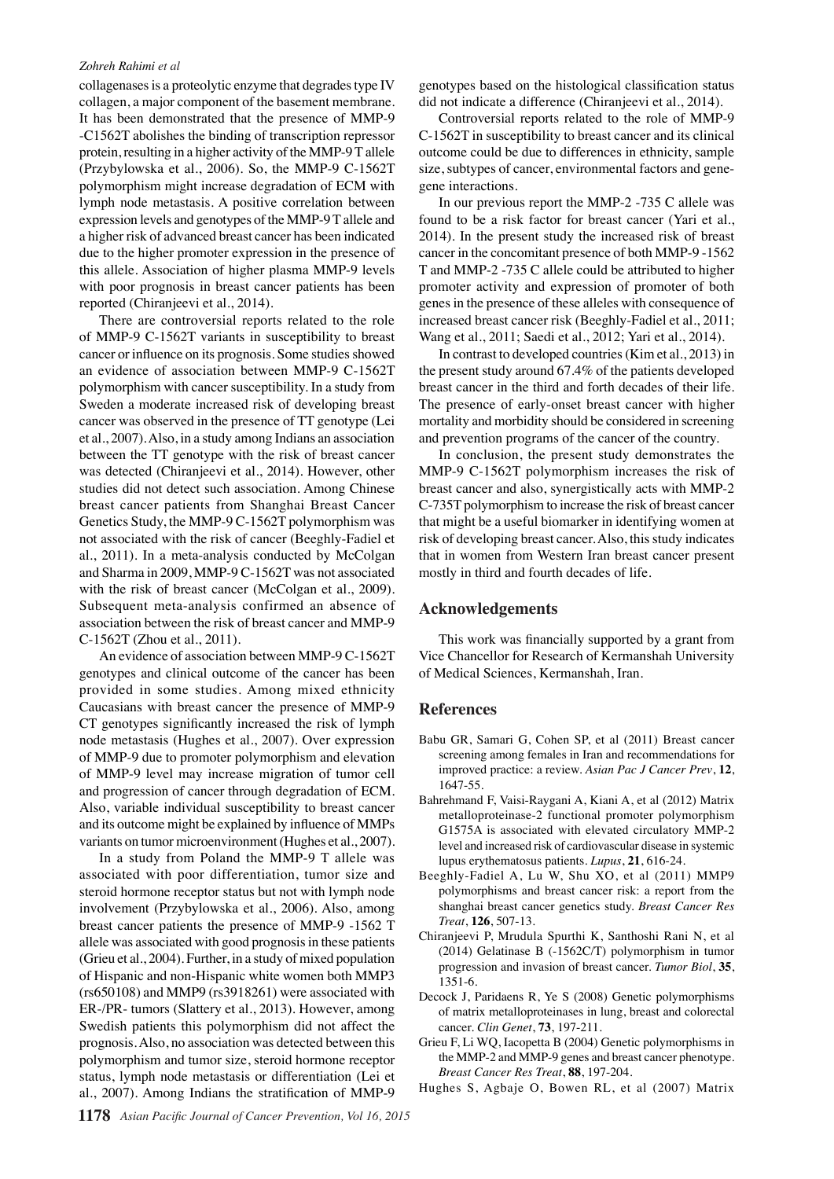collagenases is a proteolytic enzyme that degrades type IV collagen, a major component of the basement membrane. It has been demonstrated that the presence of MMP-9 -C1562T abolishes the binding of transcription repressor protein, resulting in a higher activity of the MMP-9 T allele (Przybylowska et al., 2006). So, the MMP-9 C-1562T polymorphism might increase degradation of ECM with lymph node metastasis. A positive correlation between expression levels and genotypes of the MMP-9 T allele and a higher risk of advanced breast cancer has been indicated due to the higher promoter expression in the presence of this allele. Association of higher plasma MMP-9 levels with poor prognosis in breast cancer patients has been reported (Chiranjeevi et al., 2014).

There are controversial reports related to the role of MMP-9 C-1562T variants in susceptibility to breast cancer or influence on its prognosis. Some studies showed an evidence of association between MMP-9 C-1562T polymorphism with cancer susceptibility. In a study from Sweden a moderate increased risk of developing breast cancer was observed in the presence of TT genotype (Lei et al., 2007). Also, in a study among Indians an association between the TT genotype with the risk of breast cancer was detected (Chiranjeevi et al., 2014). However, other studies did not detect such association. Among Chinese breast cancer patients from Shanghai Breast Cancer Genetics Study, the MMP-9 C-1562T polymorphism was not associated with the risk of cancer (Beeghly-Fadiel et al., 2011). In a meta-analysis conducted by McColgan and Sharma in 2009, MMP-9 C-1562T was not associated with the risk of breast cancer (McColgan et al., 2009). Subsequent meta-analysis confirmed an absence of association between the risk of breast cancer and MMP-9 C-1562T (Zhou et al., 2011).

An evidence of association between MMP-9 C-1562T genotypes and clinical outcome of the cancer has been provided in some studies. Among mixed ethnicity Caucasians with breast cancer the presence of MMP-9 CT genotypes significantly increased the risk of lymph node metastasis (Hughes et al., 2007). Over expression of MMP-9 due to promoter polymorphism and elevation of MMP-9 level may increase migration of tumor cell and progression of cancer through degradation of ECM. Also, variable individual susceptibility to breast cancer and its outcome might be explained by influence of MMPs variants on tumor microenvironment (Hughes et al., 2007).

In a study from Poland the MMP-9 T allele was associated with poor differentiation, tumor size and steroid hormone receptor status but not with lymph node involvement (Przybylowska et al., 2006). Also, among breast cancer patients the presence of MMP-9 -1562 T allele was associated with good prognosis in these patients (Grieu et al., 2004). Further, in a study of mixed population of Hispanic and non-Hispanic white women both MMP3 (rs650108) and MMP9 (rs3918261) were associated with ER-/PR- tumors (Slattery et al., 2013). However, among Swedish patients this polymorphism did not affect the prognosis. Also, no association was detected between this polymorphism and tumor size, steroid hormone receptor status, lymph node metastasis or differentiation (Lei et al., 2007). Among Indians the stratification of MMP-9 genotypes based on the histological classification status did not indicate a difference (Chiranjeevi et al., 2014).

Controversial reports related to the role of MMP-9 C-1562T in susceptibility to breast cancer and its clinical outcome could be due to differences in ethnicity, sample size, subtypes of cancer, environmental factors and gene-gene interactions.

In our previous report the MMP-2 -735 C allele was found to be a risk factor for breast cancer (Yari et al., 2014). In the present study the increased risk of breast cancer in the concomitant presence of both MMP-9 -1562 T and MMP-2 -735 C allele could be attributed to higher promoter activity and expression of promoter of both genes in the presence of these alleles with consequence of increased breast cancer risk (Beeghly-Fadiel et al., 2011; Wang et al., 2011; Saedi et al., 2012; Yari et al., 2014).

In contrast to developed countries (Kim et al., 2013) in the present study around 67.4% of the patients developed breast cancer in the third and forth decades of their life. The presence of early-onset breast cancer with higher mortality and morbidity should be considered in screening and prevention programs of the cancer of the country.

In conclusion, the present study demonstrates the MMP-9 C-1562T polymorphism increases the risk of breast cancer and also, synergistically acts with MMP-2 C-735T polymorphism to increase the risk of breast cancer that might be a useful biomarker in identifying women at risk of developing breast cancer. Also, this study indicates that in women from Western Iran breast cancer present mostly in third and fourth decades of life.

## Acknowledgements

This work was financially supported by a grant from Vice Chancellor for Research of Kermanshah University of Medical Sciences, Kermanshah, Iran.

## References

Babu GR, Samari G, Cohen SP, et al (2011) Breast cancer screening among females in Iran and recommendations for improved practice: a review. *Asian Pac J Cancer Prev*, **12**, 1647-55.

Bahrehmand F, Vaisi-Raygani A, Kiani A, et al (2012) Matrix metalloproteinase-2 functional promoter polymorphism G1575A is associated with elevated circulatory MMP-2 level and increased risk of cardiovascular disease in systemic lupus erythematosus patients. *Lupus*, **21**, 616-24.

Beeghly-Fadiel A, Lu W, Shu XO, et al (2011) MMP9 polymorphisms and breast cancer risk: a report from the shanghai breast cancer genetics study. *Breast Cancer Res Treat*, **126**, 507-13.

Chiranjeevi P, Mrudula Spurthi K, Santhoshi Rani N, et al (2014) Gelatinase B (-1562C/T) polymorphism in tumor progression and invasion of breast cancer. *Tumor Biol*, **35**, 1351-6.

Decock J, Paridaens R, Ye S (2008) Genetic polymorphisms of matrix metalloproteinases in lung, breast and colorectal cancer. *Clin Genet*, **73**, 197-211.

Grieu F, Li WQ, Iacopetta B (2004) Genetic polymorphisms in the MMP-2 and MMP-9 genes and breast cancer phenotype. *Breast Cancer Res Treat*, **88**, 197-204.

Hughes S, Agbaje O, Bowen RL, et al (2007) Matrix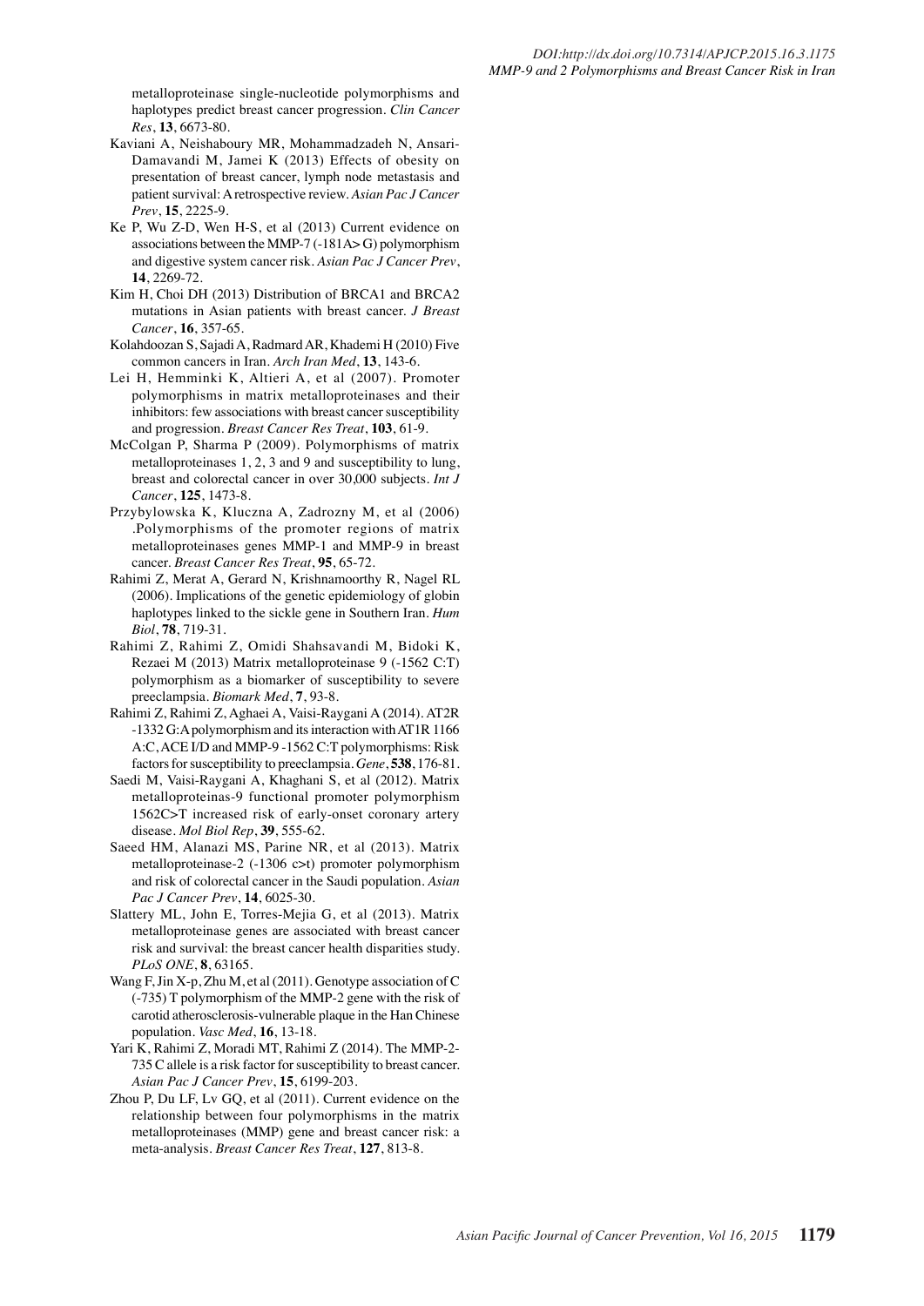metalloproteinase single-nucleotide polymorphisms and haplotypes predict breast cancer progression. *Clin Cancer Res*, **13**, 6673-80.

Kaviani A, Neishaboury MR, Mohammadzadeh N, Ansari-Damavandi M, Jamei K (2013) Effects of obesity on presentation of breast cancer, lymph node metastasis and patient survival: A retrospective review. *Asian Pac J Cancer Prev*, **15**, 2225-9.

Ke P, Wu Z-D, Wen H-S, et al (2013) Current evidence on associations between the MMP-7 (-181A> G) polymorphism and digestive system cancer risk. *Asian Pac J Cancer Prev*, **14**, 2269-72.

Kim H, Choi DH (2013) Distribution of BRCA1 and BRCA2 mutations in Asian patients with breast cancer. *J Breast Cancer*, **16**, 357-65.

Kolahdoozan S, Sajadi A, Radmard AR, Khademi H (2010) Five common cancers in Iran. *Arch Iran Med*, **13**, 143-6.

Lei H, Hemminki K, Altieri A, et al (2007). Promoter polymorphisms in matrix metalloproteinases and their inhibitors: few associations with breast cancer susceptibility and progression. *Breast Cancer Res Treat*, **103**, 61-9.

McColgan P, Sharma P (2009). Polymorphisms of matrix metalloproteinases 1, 2, 3 and 9 and susceptibility to lung, breast and colorectal cancer in over 30,000 subjects. *Int J Cancer*, **125**, 1473-8.

Przybylowska K, Kluczna A, Zadrozny M, et al (2006) .Polymorphisms of the promoter regions of matrix metalloproteinases genes MMP-1 and MMP-9 in breast cancer. *Breast Cancer Res Treat*, **95**, 65-72.

Rahimi Z, Merat A, Gerard N, Krishnamoorthy R, Nagel RL (2006). Implications of the genetic epidemiology of globin haplotypes linked to the sickle gene in Southern Iran. *Hum Biol*, **78**, 719-31.

Rahimi Z, Rahimi Z, Omidi Shahsavandi M, Bidoki K, Rezaei M (2013) Matrix metalloproteinase 9 (-1562 C:T) polymorphism as a biomarker of susceptibility to severe preeclampsia. *Biomark Med*, **7**, 93-8.

Rahimi Z, Rahimi Z, Aghaei A, Vaisi-Raygani A (2014). AT2R -1332 G:A polymorphism and its interaction with AT1R 1166 A:C, ACE I/D and MMP-9 -1562 C:T polymorphisms: Risk factors for susceptibility to preeclampsia. *Gene*, **538**, 176-81.

Saedi M, Vaisi-Raygani A, Khaghani S, et al (2012). Matrix metalloproteinas-9 functional promoter polymorphism 1562C>T increased risk of early-onset coronary artery disease. *Mol Biol Rep*, **39**, 555-62.

Saeed HM, Alanazi MS, Parine NR, et al (2013). Matrix metalloproteinase-2 (-1306 c>t) promoter polymorphism and risk of colorectal cancer in the Saudi population. *Asian Pac J Cancer Prev*, **14**, 6025-30.

Slattery ML, John E, Torres-Mejia G, et al (2013). Matrix metalloproteinase genes are associated with breast cancer risk and survival: the breast cancer health disparities study. *PLoS ONE*, **8**, 63165.

Wang F, Jin X-p, Zhu M, et al (2011). Genotype association of C (-735) T polymorphism of the MMP-2 gene with the risk of carotid atherosclerosis-vulnerable plaque in the Han Chinese population. *Vasc Med*, **16**, 13-18.

Yari K, Rahimi Z, Moradi MT, Rahimi Z (2014). The MMP-2-735 C allele is a risk factor for susceptibility to breast cancer. *Asian Pac J Cancer Prev*, **15**, 6199-203.

Zhou P, Du LF, Lv GQ, et al (2011). Current evidence on the relationship between four polymorphisms in the matrix metalloproteinases (MMP) gene and breast cancer risk: a meta-analysis. *Breast Cancer Res Treat*, **127**, 813-8.